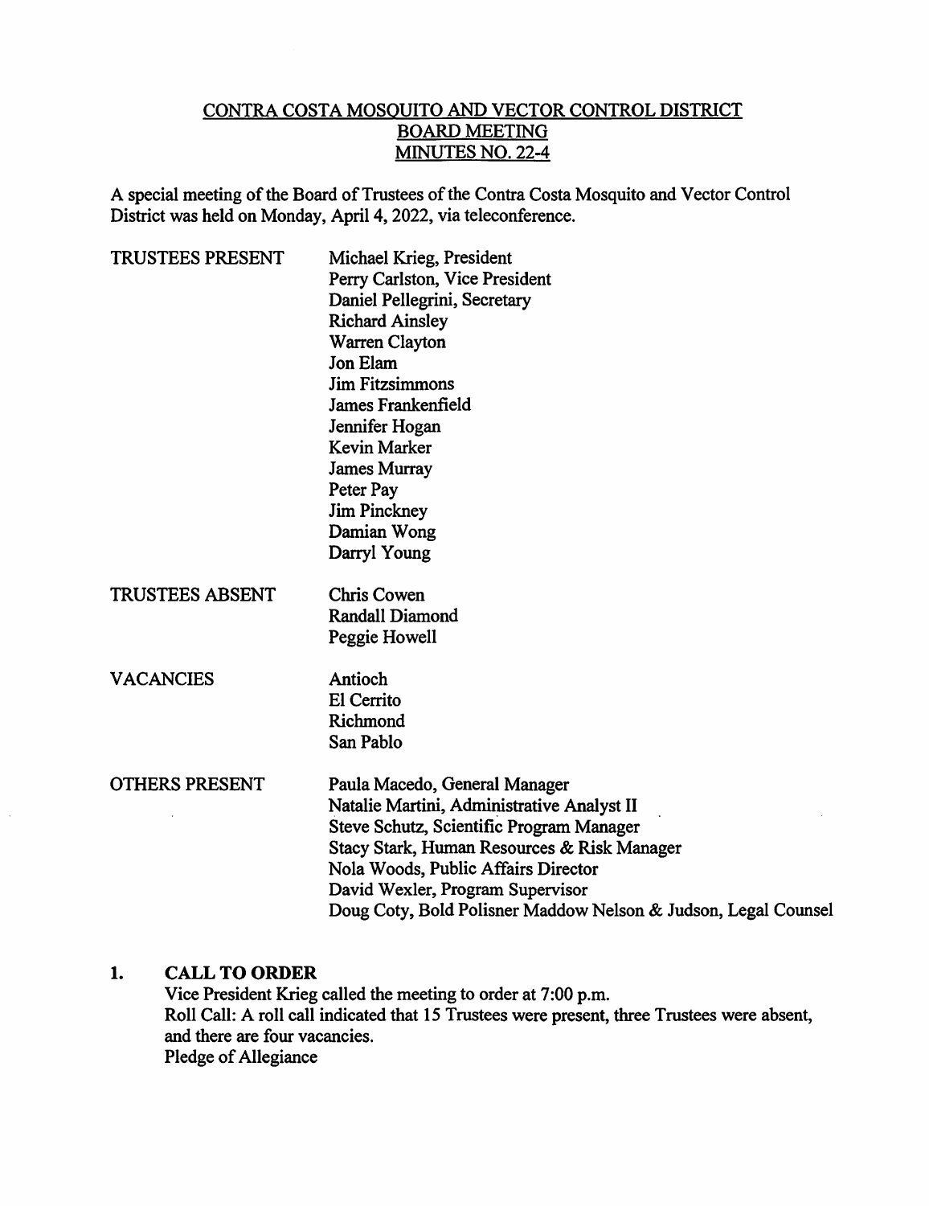# CONTRA COSTA MOSQUITO AND VECTOR CONTROL DISTRICT
## BOARD MEETING
## MINUTES NO. 22-4

A special meeting of the Board of Trustees of the Contra Costa Mosquito and Vector Control District was held on Monday, April 4, 2022, via teleconference.

| | |
|---|---|
| TRUSTEES PRESENT | Michael Krieg, President<br>Perry Carlston, Vice President<br>Daniel Pellegrini, Secretary<br>Richard Ainsley<br>Warren Clayton<br>Jon Elam<br>Jim Fitzsimmons<br>James Frankenfield<br>Jennifer Hogan<br>Kevin Marker<br>James Murray<br>Peter Pay<br>Jim Pinckney<br>Damian Wong<br>Darryl Young |
| TRUSTEES ABSENT | Chris Cowen<br>Randall Diamond<br>Peggie Howell |
| VACANCIES | Antioch<br>El Cerrito<br>Richmond<br>San Pablo |
| OTHERS PRESENT | Paula Macedo, General Manager<br>Natalie Martini, Administrative Analyst II<br>Steve Schutz, Scientific Program Manager<br>Stacy Stark, Human Resources & Risk Manager<br>Nola Woods, Public Affairs Director<br>David Wexler, Program Supervisor<br>Doug Coty, Bold Polisner Maddow Nelson & Judson, Legal Counsel |

## 1. CALL TO ORDER

Vice President Krieg called the meeting to order at 7:00 p.m.
Roll Call: A roll call indicated that 15 Trustees were present, three Trustees were absent, and there are four vacancies.
Pledge of Allegiance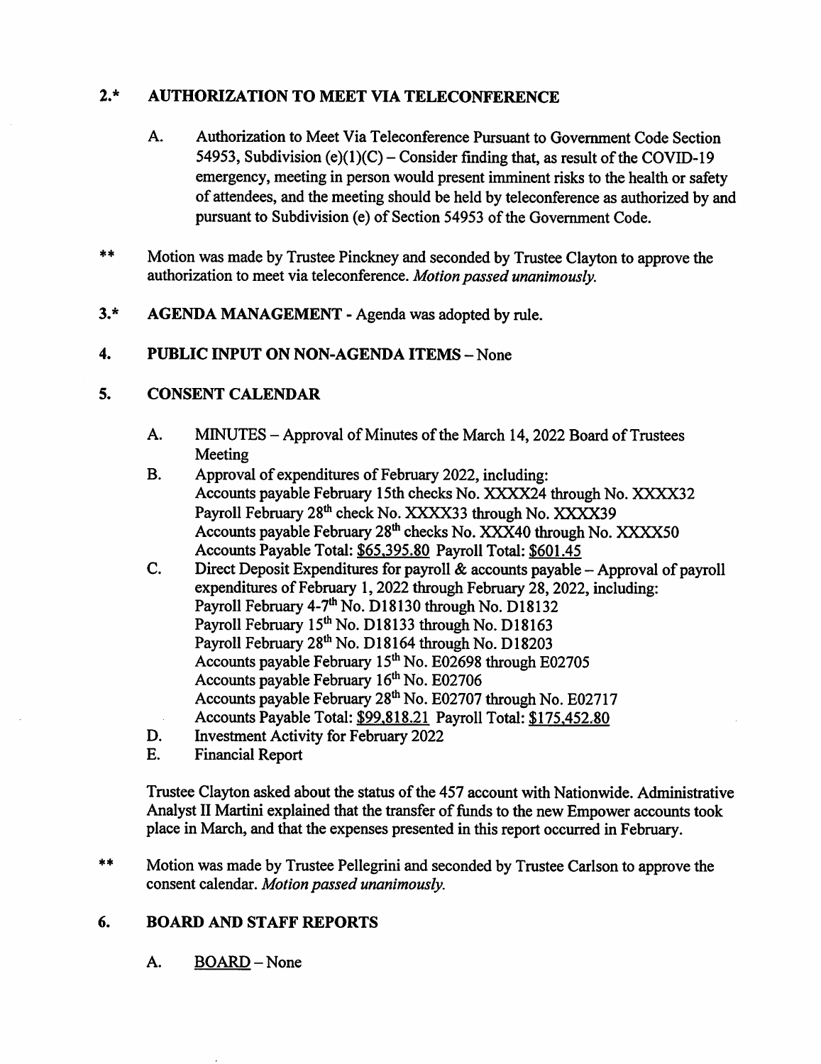## 2.* AUTHORIZATION TO MEET VIA TELECONFERENCE

A. Authorization to Meet Via Teleconference Pursuant to Government Code Section 54953, Subdivision (e)(1)(C) – Consider finding that, as result of the COVID-19 emergency, meeting in person would present imminent risks to the health or safety of attendees, and the meeting should be held by teleconference as authorized by and pursuant to Subdivision (e) of Section 54953 of the Government Code.

** Motion was made by Trustee Pinckney and seconded by Trustee Clayton to approve the authorization to meet via teleconference. *Motion passed unanimously.*

## 3.* AGENDA MANAGEMENT - Agenda was adopted by rule.

## 4. PUBLIC INPUT ON NON-AGENDA ITEMS – None

## 5. CONSENT CALENDAR

A. MINUTES – Approval of Minutes of the March 14, 2022 Board of Trustees Meeting

B. Approval of expenditures of February 2022, including:
Accounts payable February 15th checks No. XXXX24 through No. XXXX32
Payroll February 28th check No. XXXX33 through No. XXXX39
Accounts payable February 28th checks No. XXX40 through No. XXXX50
Accounts Payable Total: $65,395.80 Payroll Total: $601.45

C. Direct Deposit Expenditures for payroll & accounts payable – Approval of payroll expenditures of February 1, 2022 through February 28, 2022, including:
Payroll February 4-7th No. D18130 through No. D18132
Payroll February 15th No. D18133 through No. D18163
Payroll February 28th No. D18164 through No. D18203
Accounts payable February 15th No. E02698 through E02705
Accounts payable February 16th No. E02706
Accounts payable February 28th No. E02707 through No. E02717
Accounts Payable Total: $99,818.21 Payroll Total: $175,452.80

D. Investment Activity for February 2022

E. Financial Report

Trustee Clayton asked about the status of the 457 account with Nationwide. Administrative Analyst II Martini explained that the transfer of funds to the new Empower accounts took place in March, and that the expenses presented in this report occurred in February.

** Motion was made by Trustee Pellegrini and seconded by Trustee Carlson to approve the consent calendar. *Motion passed unanimously.*

## 6. BOARD AND STAFF REPORTS

A. BOARD – None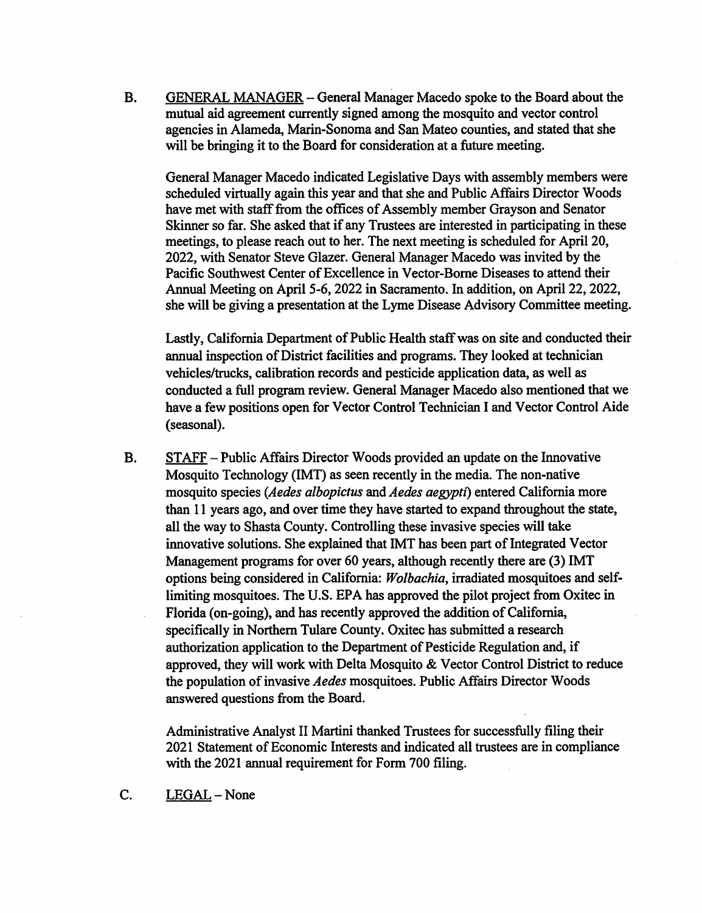B. <u>GENERAL MANAGER</u> – General Manager Macedo spoke to the Board about the mutual aid agreement currently signed among the mosquito and vector control agencies in Alameda, Marin-Sonoma and San Mateo counties, and stated that she will be bringing it to the Board for consideration at a future meeting.

General Manager Macedo indicated Legislative Days with assembly members were scheduled virtually again this year and that she and Public Affairs Director Woods have met with staff from the offices of Assembly member Grayson and Senator Skinner so far. She asked that if any Trustees are interested in participating in these meetings, to please reach out to her. The next meeting is scheduled for April 20, 2022, with Senator Steve Glazer. General Manager Macedo was invited by the Pacific Southwest Center of Excellence in Vector-Borne Diseases to attend their Annual Meeting on April 5-6, 2022 in Sacramento. In addition, on April 22, 2022, she will be giving a presentation at the Lyme Disease Advisory Committee meeting.

Lastly, California Department of Public Health staff was on site and conducted their annual inspection of District facilities and programs. They looked at technician vehicles/trucks, calibration records and pesticide application data, as well as conducted a full program review. General Manager Macedo also mentioned that we have a few positions open for Vector Control Technician I and Vector Control Aide (seasonal).

B. <u>STAFF</u> – Public Affairs Director Woods provided an update on the Innovative Mosquito Technology (IMT) as seen recently in the media. The non-native mosquito species (*Aedes albopictus* and *Aedes aegypti*) entered California more than 11 years ago, and over time they have started to expand throughout the state, all the way to Shasta County. Controlling these invasive species will take innovative solutions. She explained that IMT has been part of Integrated Vector Management programs for over 60 years, although recently there are (3) IMT options being considered in California: *Wolbachia*, irradiated mosquitoes and self-limiting mosquitoes. The U.S. EPA has approved the pilot project from Oxitec in Florida (on-going), and has recently approved the addition of California, specifically in Northern Tulare County. Oxitec has submitted a research authorization application to the Department of Pesticide Regulation and, if approved, they will work with Delta Mosquito & Vector Control District to reduce the population of invasive *Aedes* mosquitoes. Public Affairs Director Woods answered questions from the Board.

Administrative Analyst II Martini thanked Trustees for successfully filing their 2021 Statement of Economic Interests and indicated all trustees are in compliance with the 2021 annual requirement for Form 700 filing.

C. <u>LEGAL</u> – None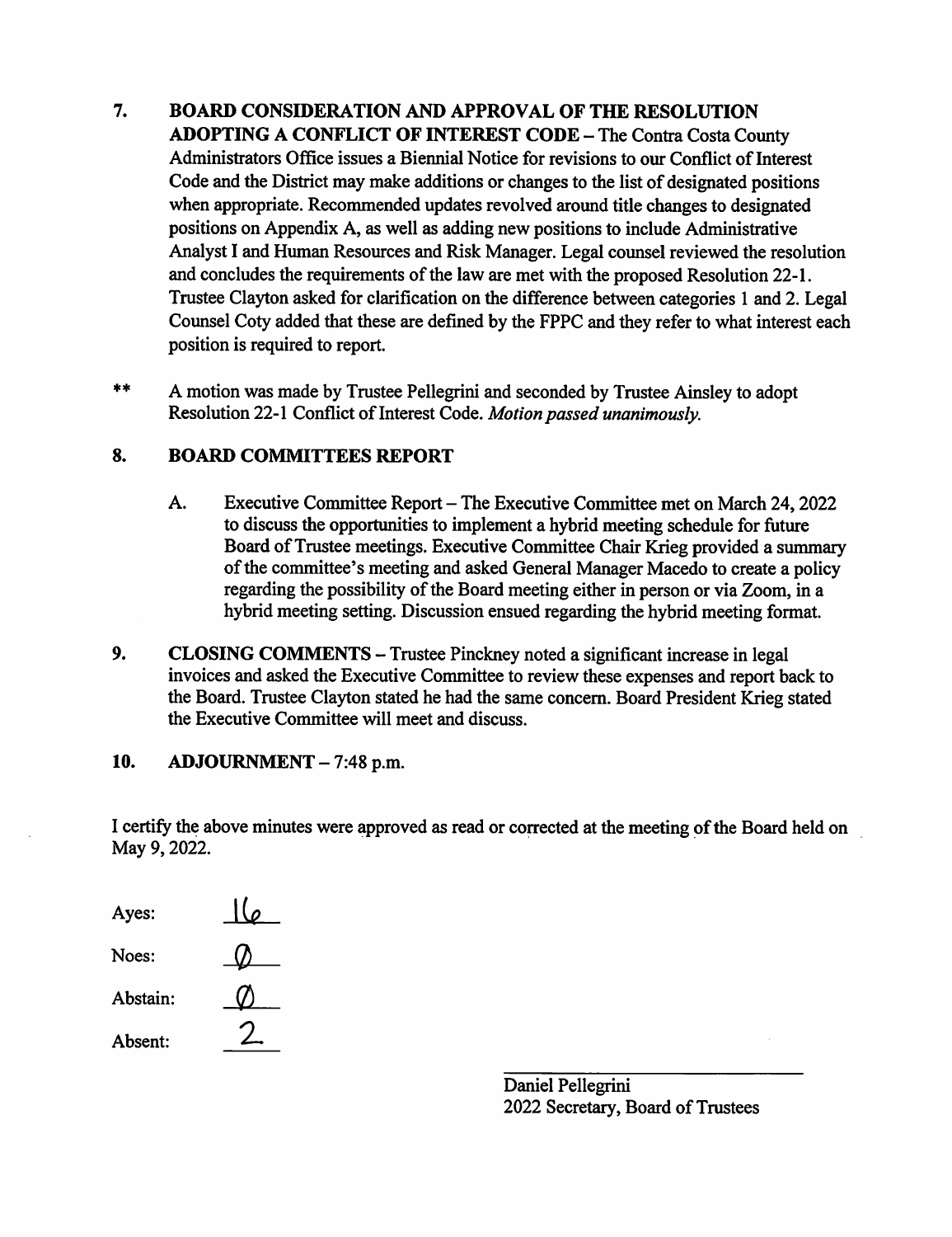7. **BOARD CONSIDERATION AND APPROVAL OF THE RESOLUTION ADOPTING A CONFLICT OF INTEREST CODE** – The Contra Costa County Administrators Office issues a Biennial Notice for revisions to our Conflict of Interest Code and the District may make additions or changes to the list of designated positions when appropriate. Recommended updates revolved around title changes to designated positions on Appendix A, as well as adding new positions to include Administrative Analyst I and Human Resources and Risk Manager. Legal counsel reviewed the resolution and concludes the requirements of the law are met with the proposed Resolution 22-1. Trustee Clayton asked for clarification on the difference between categories 1 and 2. Legal Counsel Coty added that these are defined by the FPPC and they refer to what interest each position is required to report.

** A motion was made by Trustee Pellegrini and seconded by Trustee Ainsley to adopt Resolution 22-1 Conflict of Interest Code. *Motion passed unanimously.*

8. **BOARD COMMITTEES REPORT**

   A. Executive Committee Report – The Executive Committee met on March 24, 2022 to discuss the opportunities to implement a hybrid meeting schedule for future Board of Trustee meetings. Executive Committee Chair Krieg provided a summary of the committee's meeting and asked General Manager Macedo to create a policy regarding the possibility of the Board meeting either in person or via Zoom, in a hybrid meeting setting. Discussion ensued regarding the hybrid meeting format.

9. **CLOSING COMMENTS** – Trustee Pinckney noted a significant increase in legal invoices and asked the Executive Committee to review these expenses and report back to the Board. Trustee Clayton stated he had the same concern. Board President Krieg stated the Executive Committee will meet and discuss.

10. **ADJOURNMENT** – 7:48 p.m.

I certify the above minutes were approved as read or corrected at the meeting of the Board held on May 9, 2022.

Ayes: 16

Noes: 0

Abstain: 0

Absent: 2

Daniel Pellegrini
2022 Secretary, Board of Trustees